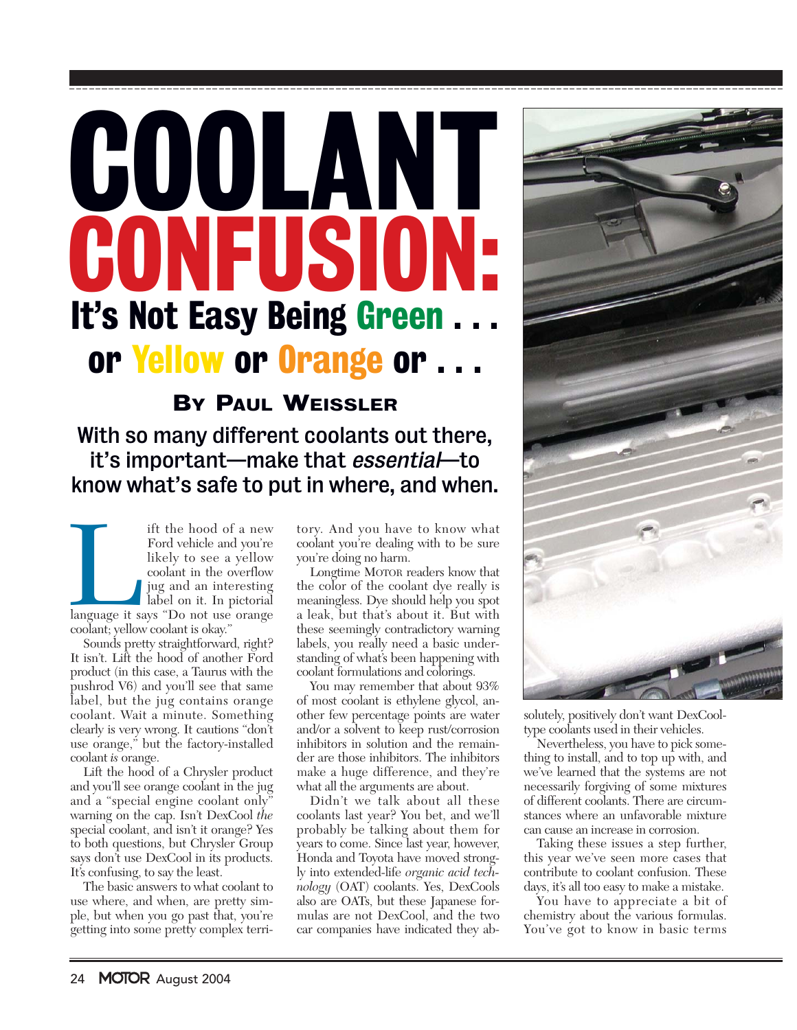# COOLANT CONFUSION:

## It's Not Easy Being Green . . . or Yellow or Orange or . . .

### By Paul Weissler

**With so many different coolants out there, it's important—make that *essential*—to know what's safe to put in where, and when.**

Lift the hood of a new Ford vehicle and you're likely to see a yellow coolant in the overflow jug and an interesting label on it. In pictorial language it says "Do not use orange coolant; yellow coolant is okay."

Sounds pretty straightforward, right? It isn't. Lift the hood of another Ford product (in this case, a Taurus with the pushrod V6) and you'll see that same label, but the jug contains orange coolant. Wait a minute. Something clearly is very wrong. It cautions "don't use orange," but the factory-installed coolant *is* orange.

Lift the hood of a Chrysler product and you'll see orange coolant in the jug and a "special engine coolant only" warning on the cap. Isn't DexCool *the* special coolant, and isn't it orange? Yes to both questions, but Chrysler Group says don't use DexCool in its products. It's confusing, to say the least.

The basic answers to what coolant to use where, and when, are pretty simple, but when you go past that, you're getting into some pretty complex territory. And you have to know what coolant you're dealing with to be sure you're doing no harm.

Longtime MOTOR readers know that the color of the coolant dye really is meaningless. Dye should help you spot a leak, but that's about it. But with these seemingly contradictory warning labels, you really need a basic understanding of what's been happening with coolant formulations and colorings.

You may remember that about 93% of most coolant is ethylene glycol, another few percentage points are water and/or a solvent to keep rust/corrosion inhibitors in solution and the remainder are those inhibitors. The inhibitors make a huge difference, and they're what all the arguments are about.

Didn't we talk about all these coolants last year? You bet, and we'll probably be talking about them for years to come. Since last year, however, Honda and Toyota have moved strongly into extended-life *organic acid technology* (OAT) coolants. Yes, DexCools also are OATs, but these Japanese formulas are not DexCool, and the two car companies have indicated they absolutely, positively don't want DexCool-type coolants used in their vehicles.

Nevertheless, you have to pick something to install, and to top up with, and we've learned that the systems are not necessarily forgiving of some mixtures of different coolants. There are circumstances where an unfavorable mixture can cause an increase in corrosion.

Taking these issues a step further, this year we've seen more cases that contribute to coolant confusion. These days, it's all too easy to make a mistake.

You have to appreciate a bit of chemistry about the various formulas. You've got to know in basic terms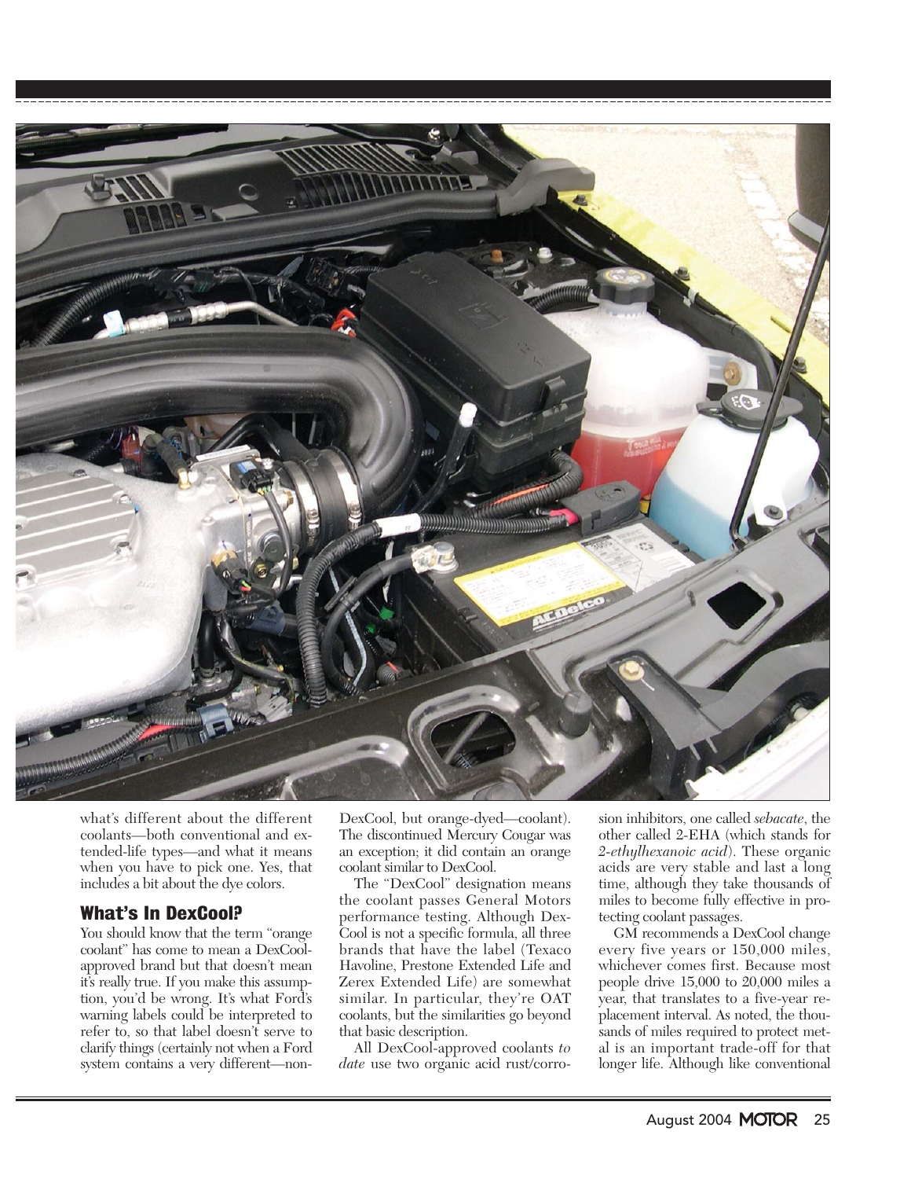what's different about the different coolants—both conventional and extended-life types—and what it means when you have to pick one. Yes, that includes a bit about the dye colors.

## What's In DexCool?

You should know that the term "orange coolant" has come to mean a DexCool-approved brand but that doesn't mean it's really true. If you make this assumption, you'd be wrong. It's what Ford's warning labels could be interpreted to refer to, so that label doesn't serve to clarify things (certainly not when a Ford system contains a very different—non-DexCool, but orange-dyed—coolant). The discontinued Mercury Cougar was an exception; it did contain an orange coolant similar to DexCool.

The "DexCool" designation means the coolant passes General Motors performance testing. Although DexCool is not a specific formula, all three brands that have the label (Texaco Havoline, Prestone Extended Life and Zerex Extended Life) are somewhat similar. In particular, they're OAT coolants, but the similarities go beyond that basic description.

All DexCool-approved coolants *to date* use two organic acid rust/corrosion inhibitors, one called *sebacate*, the other called 2-EHA (which stands for *2-ethylhexanoic acid*). These organic acids are very stable and last a long time, although they take thousands of miles to become fully effective in protecting coolant passages.

GM recommends a DexCool change every five years or 150,000 miles, whichever comes first. Because most people drive 15,000 to 20,000 miles a year, that translates to a five-year replacement interval. As noted, the thousands of miles required to protect metal is an important trade-off for that longer life. Although like conventional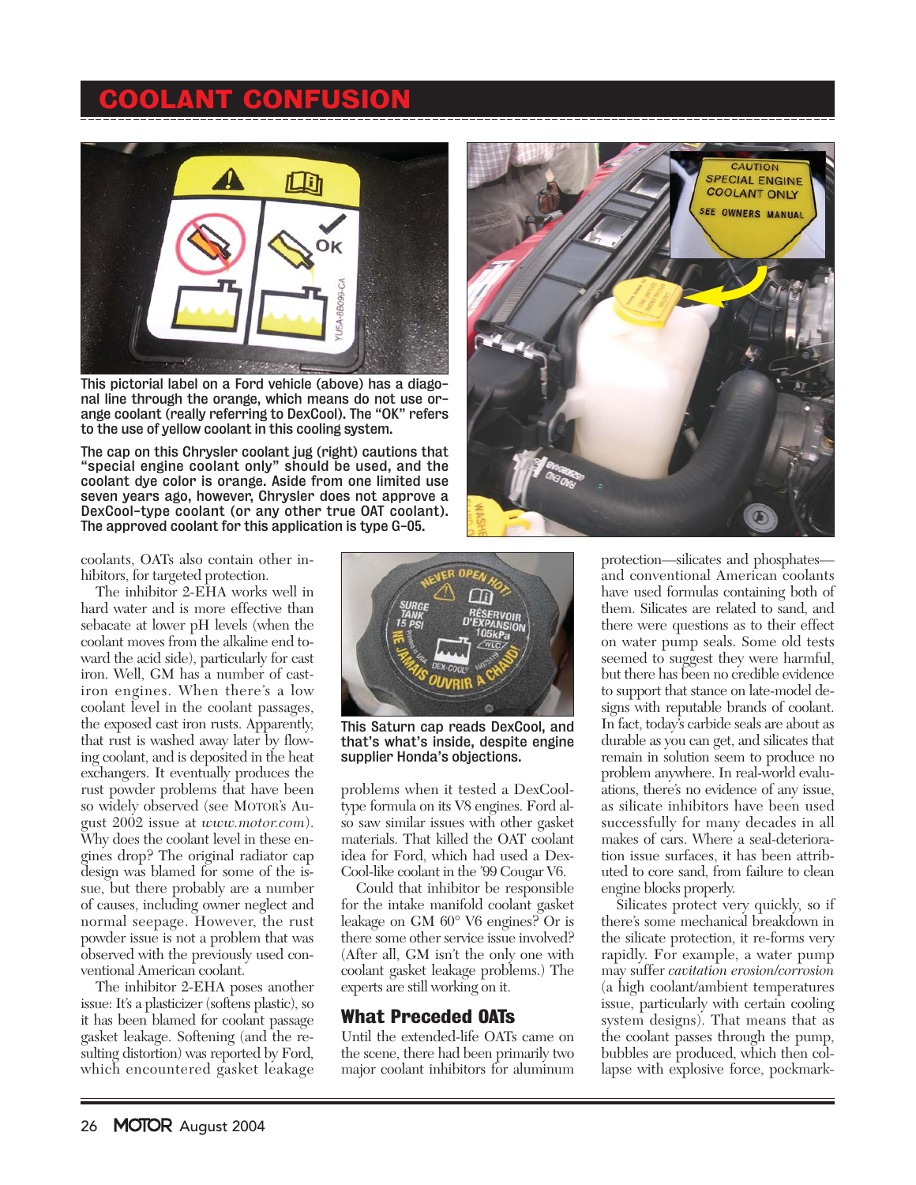# COOLANT CONFUSION

This pictorial label on a Ford vehicle (above) has a diagonal line through the orange, which means do not use orange coolant (really referring to DexCool). The "OK" refers to the use of yellow coolant in this cooling system.

The cap on this Chrysler coolant jug (right) cautions that "special engine coolant only" should be used, and the coolant dye color is orange. Aside from one limited use seven years ago, however, Chrysler does not approve a DexCool-type coolant (or any other true OAT coolant). The approved coolant for this application is type G-05.

coolants, OATs also contain other inhibitors, for targeted protection.

The inhibitor 2-EHA works well in hard water and is more effective than sebacate at lower pH levels (when the coolant moves from the alkaline end toward the acid side), particularly for cast iron. Well, GM has a number of cast-iron engines. When there's a low coolant level in the coolant passages, the exposed cast iron rusts. Apparently, that rust is washed away later by flowing coolant, and is deposited in the heat exchangers. It eventually produces the rust powder problems that have been so widely observed (see MOTOR's August 2002 issue at *www.motor.com*). Why does the coolant level in these engines drop? The original radiator cap design was blamed for some of the issue, but there probably are a number of causes, including owner neglect and normal seepage. However, the rust powder issue is not a problem that was observed with the previously used conventional American coolant.

The inhibitor 2-EHA poses another issue: It's a plasticizer (softens plastic), so it has been blamed for coolant passage gasket leakage. Softening (and the resulting distortion) was reported by Ford, which encountered gasket leakage problems when it tested a DexCool-type formula on its V8 engines. Ford also saw similar issues with other gasket materials. That killed the OAT coolant idea for Ford, which had used a DexCool-like coolant in the '99 Cougar V6.

This Saturn cap reads DexCool, and that's what's inside, despite engine supplier Honda's objections.

Could that inhibitor be responsible for the intake manifold coolant gasket leakage on GM 60° V6 engines? Or is there some other service issue involved? (After all, GM isn't the only one with coolant gasket leakage problems.) The experts are still working on it.

## What Preceded OATs

Until the extended-life OATs came on the scene, there had been primarily two major coolant inhibitors for aluminum protection—silicates and phosphates—and conventional American coolants have used formulas containing both of them. Silicates are related to sand, and there were questions as to their effect on water pump seals. Some old tests seemed to suggest they were harmful, but there has been no credible evidence to support that stance on late-model designs with reputable brands of coolant. In fact, today's carbide seals are about as durable as you can get, and silicates that remain in solution seem to produce no problem anywhere. In real-world evaluations, there's no evidence of any issue, as silicate inhibitors have been used successfully for many decades in all makes of cars. Where a seal-deterioration issue surfaces, it has been attributed to core sand, from failure to clean engine blocks properly.

Silicates protect very quickly, so if there's some mechanical breakdown in the silicate protection, it re-forms very rapidly. For example, a water pump may suffer *cavitation erosion/corrosion* (a high coolant/ambient temperatures issue, particularly with certain cooling system designs). That means that as the coolant passes through the pump, bubbles are produced, which then collapse with explosive force, pockmark-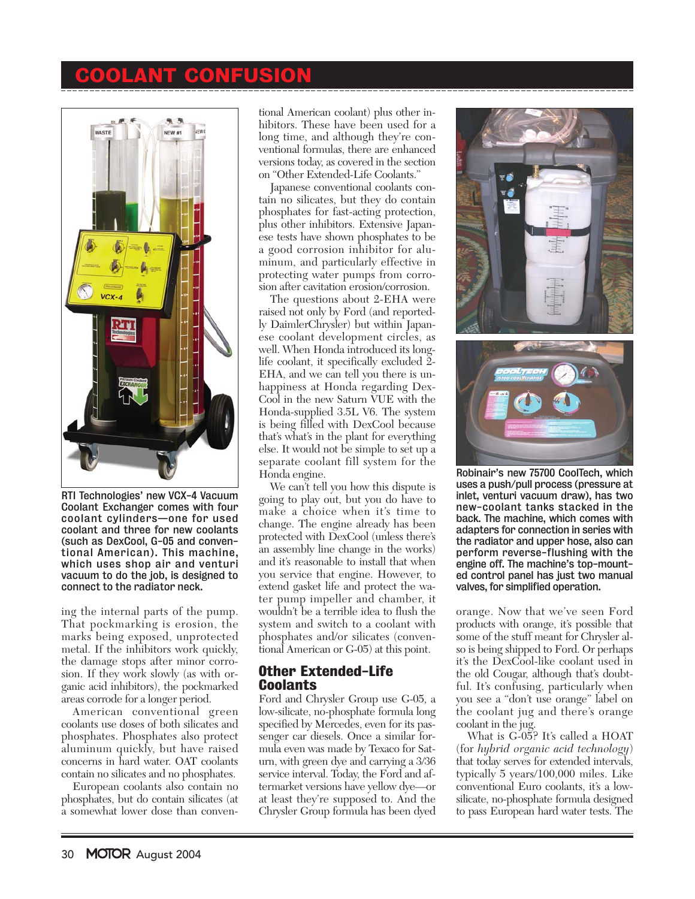RTI Technologies' new VCX-4 Vacuum Coolant Exchanger comes with four coolant cylinders—one for used coolant and three for new coolants (such as DexCool, G-05 and conventional American). This machine, which uses shop air and venturi vacuum to do the job, is designed to connect to the radiator neck.

ing the internal parts of the pump. That pockmarking is erosion, the marks being exposed, unprotected metal. If the inhibitors work quickly, the damage stops after minor corrosion. If they work slowly (as with organic acid inhibitors), the pockmarked areas corrode for a longer period.

American conventional green coolants use doses of both silicates and phosphates. Phosphates also protect aluminum quickly, but have raised concerns in hard water. OAT coolants contain no silicates and no phosphates.

European coolants also contain no phosphates, but do contain silicates (at a somewhat lower dose than conventional American coolant) plus other inhibitors. These have been used for a long time, and although they're conventional formulas, there are enhanced versions today, as covered in the section on "Other Extended-Life Coolants."

Japanese conventional coolants contain no silicates, but they do contain phosphates for fast-acting protection, plus other inhibitors. Extensive Japanese tests have shown phosphates to be a good corrosion inhibitor for aluminum, and particularly effective in protecting water pumps from corrosion after cavitation erosion/corrosion.

The questions about 2-EHA were raised not only by Ford (and reportedly DaimlerChrysler) but within Japanese coolant development circles, as well. When Honda introduced its long-life coolant, it specifically excluded 2-EHA, and we can tell you there is unhappiness at Honda regarding DexCool in the new Saturn VUE with the Honda-supplied 3.5L V6. The system is being filled with DexCool because that's what's in the plant for everything else. It would not be simple to set up a separate coolant fill system for the Honda engine.

We can't tell you how this dispute is going to play out, but you do have to make a choice when it's time to change. The engine already has been protected with DexCool (unless there's an assembly line change in the works) and it's reasonable to install that when you service that engine. However, to extend gasket life and protect the water pump impeller and chamber, it wouldn't be a terrible idea to flush the system and switch to a coolant with phosphates and/or silicates (conventional American or G-05) at this point.

## Other Extended-Life Coolants

Ford and Chrysler Group use G-05, a low-silicate, no-phosphate formula long specified by Mercedes, even for its passenger car diesels. Once a similar formula even was made by Texaco for Saturn, with green dye and carrying a 3/36 service interval. Today, the Ford and aftermarket versions have yellow dye—or at least they're supposed to. And the Chrysler Group formula has been dyed orange. Now that we've seen Ford products with orange, it's possible that some of the stuff meant for Chrysler also is being shipped to Ford. Or perhaps it's the DexCool-like coolant used in the old Cougar, although that's doubtful. It's confusing, particularly when you see a "don't use orange" label on the coolant jug and there's orange coolant in the jug.

Robinair's new 75700 CoolTech, which uses a push/pull process (pressure at inlet, venturi vacuum draw), has two new-coolant tanks stacked in the back. The machine, which comes with adapters for connection in series with the radiator and upper hose, also can perform reverse-flushing with the engine off. The machine's top-mounted control panel has just two manual valves, for simplified operation.

What is G-05? It's called a HOAT (for *hybrid organic acid technology*) that today serves for extended intervals, typically 5 years/100,000 miles. Like conventional Euro coolants, it's a low-silicate, no-phosphate formula designed to pass European hard water tests. The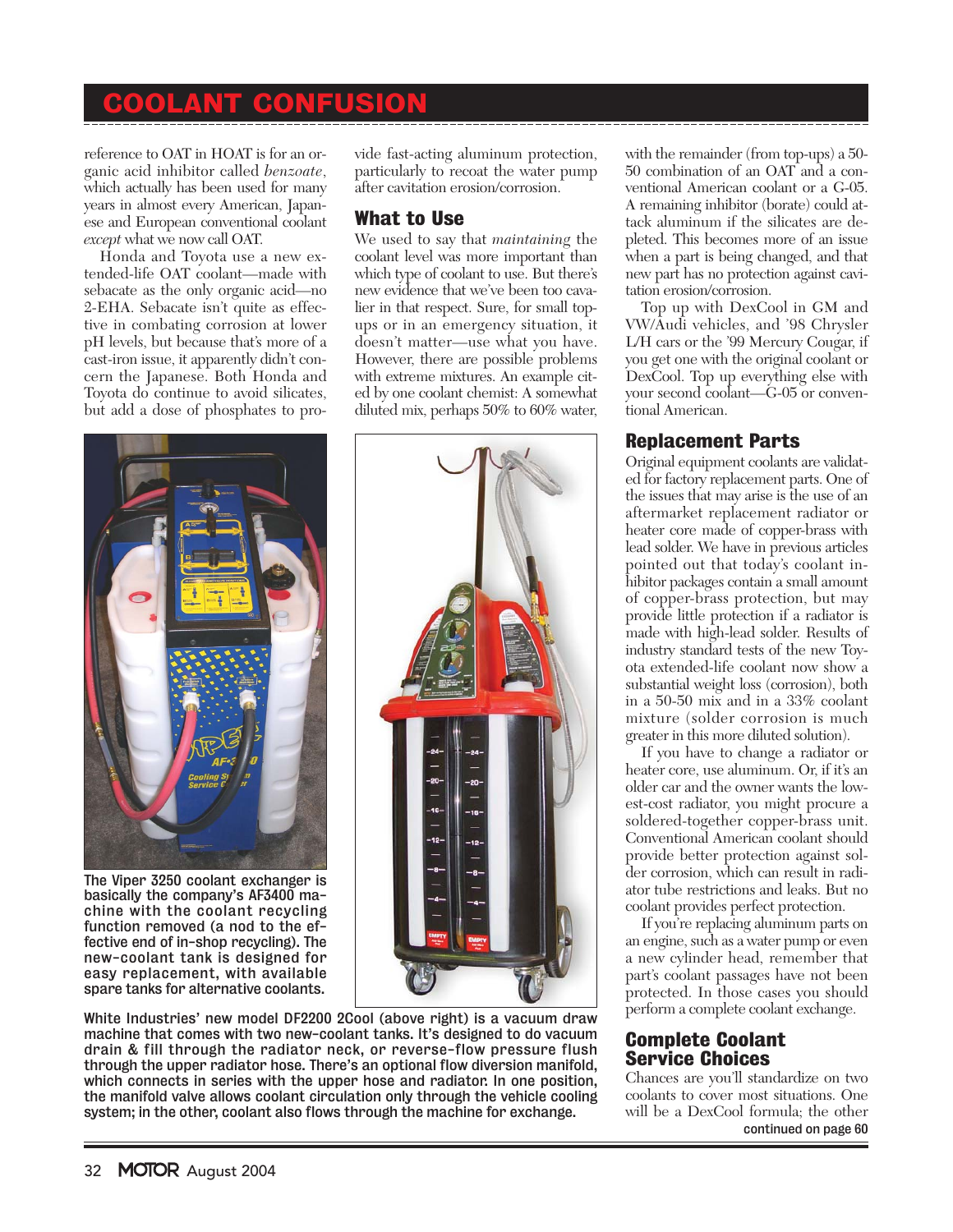# COOLANT CONFUSION

reference to OAT in HOAT is for an organic acid inhibitor called *benzoate*, which actually has been used for many years in almost every American, Japanese and European conventional coolant *except* what we now call OAT.

Honda and Toyota use a new extended-life OAT coolant—made with sebacate as the only organic acid—no 2-EHA. Sebacate isn't quite as effective in combating corrosion at lower pH levels, but because that's more of a cast-iron issue, it apparently didn't concern the Japanese. Both Honda and Toyota do continue to avoid silicates, but add a dose of phosphates to provide fast-acting aluminum protection, particularly to recoat the water pump after cavitation erosion/corrosion.

## What to Use

We used to say that *maintaining* the coolant level was more important than which type of coolant to use. But there's new evidence that we've been too cavalier in that respect. Sure, for small top-ups or in an emergency situation, it doesn't matter—use what you have. However, there are possible problems with extreme mixtures. An example cited by one coolant chemist: A somewhat diluted mix, perhaps 50% to 60% water, with the remainder (from top-ups) a 50-50 combination of an OAT and a conventional American coolant or a G-05. A remaining inhibitor (borate) could attack aluminum if the silicates are depleted. This becomes more of an issue when a part is being changed, and that new part has no protection against cavitation erosion/corrosion.

Top up with DexCool in GM and VW/Audi vehicles, and '98 Chrysler L/H cars or the '99 Mercury Cougar, if you get one with the original coolant or DexCool. Top up everything else with your second coolant—G-05 or conventional American.

The Viper 3250 coolant exchanger is basically the company's AF3400 machine with the coolant recycling function removed (a nod to the effective end of in-shop recycling). The new-coolant tank is designed for easy replacement, with available spare tanks for alternative coolants.

White Industries' new model DF2200 2Cool (above right) is a vacuum draw machine that comes with two new-coolant tanks. It's designed to do vacuum drain & fill through the radiator neck, or reverse-flow pressure flush through the upper radiator hose. There's an optional flow diversion manifold, which connects in series with the upper hose and radiator. In one position, the manifold valve allows coolant circulation only through the vehicle cooling system; in the other, coolant also flows through the machine for exchange.

## Replacement Parts

Original equipment coolants are validated for factory replacement parts. One of the issues that may arise is the use of an aftermarket replacement radiator or heater core made of copper-brass with lead solder. We have in previous articles pointed out that today's coolant inhibitor packages contain a small amount of copper-brass protection, but may provide little protection if a radiator is made with high-lead solder. Results of industry standard tests of the new Toyota extended-life coolant now show a substantial weight loss (corrosion), both in a 50-50 mix and in a 33% coolant mixture (solder corrosion is much greater in this more diluted solution).

If you have to change a radiator or heater core, use aluminum. Or, if it's an older car and the owner wants the lowest-cost radiator, you might procure a soldered-together copper-brass unit. Conventional American coolant should provide better protection against solder corrosion, which can result in radiator tube restrictions and leaks. But no coolant provides perfect protection.

If you're replacing aluminum parts on an engine, such as a water pump or even a new cylinder head, remember that part's coolant passages have not been protected. In those cases you should perform a complete coolant exchange.

## Complete Coolant Service Choices

Chances are you'll standardize on two coolants to cover most situations. One will be a DexCool formula; the other

continued on page 60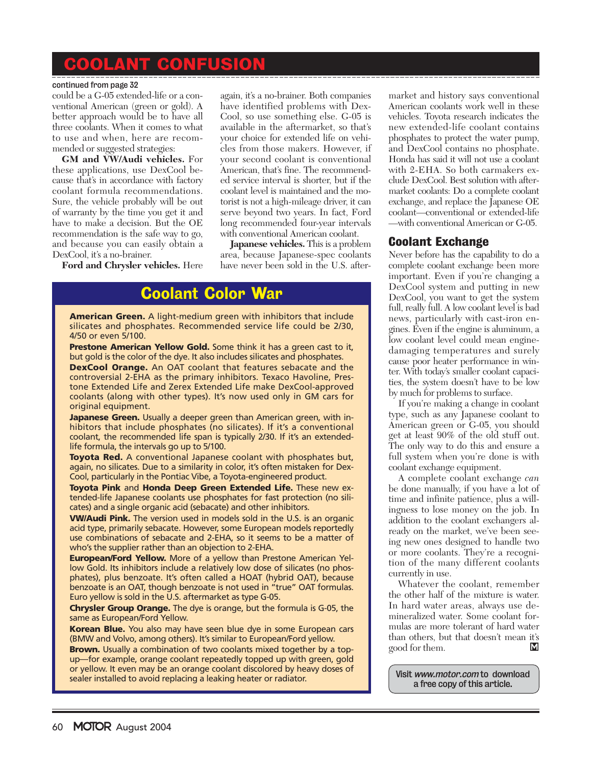# COOLANT CONFUSION

continued from page 32

could be a G-05 extended-life or a conventional American (green or gold). A better approach would be to have all three coolants. When it comes to what to use and when, here are recommended or suggested strategies:

**GM and VW/Audi vehicles.** For these applications, use DexCool because that's in accordance with factory coolant formula recommendations. Sure, the vehicle probably will be out of warranty by the time you get it and have to make a decision. But the OE recommendation is the safe way to go, and because you can easily obtain a DexCool, it's a no-brainer.

**Ford and Chrysler vehicles.** Here again, it's a no-brainer. Both companies have identified problems with DexCool, so use something else. G-05 is available in the aftermarket, so that's your choice for extended life on vehicles from those makers. However, if your second coolant is conventional American, that's fine. The recommended service interval is shorter, but if the coolant level is maintained and the motorist is not a high-mileage driver, it can serve beyond two years. In fact, Ford long recommended four-year intervals with conventional American coolant.

**Japanese vehicles.** This is a problem area, because Japanese-spec coolants have never been sold in the U.S. aftermarket and history says conventional American coolants work well in these vehicles. Toyota research indicates the new extended-life coolant contains phosphates to protect the water pump, and DexCool contains no phosphate. Honda has said it will not use a coolant with 2-EHA. So both carmakers exclude DexCool. Best solution with aftermarket coolants: Do a complete coolant exchange, and replace the Japanese OE coolant—conventional or extended-life—with conventional American or G-05.

## Coolant Color War

**American Green.** A light-medium green with inhibitors that include silicates and phosphates. Recommended service life could be 2/30, 4/50 or even 5/100.

**Prestone American Yellow Gold.** Some think it has a green cast to it, but gold is the color of the dye. It also includes silicates and phosphates.

**DexCool Orange.** An OAT coolant that features sebacate and the controversial 2-EHA as the primary inhibitors. Texaco Havoline, Prestone Extended Life and Zerex Extended Life make DexCool-approved coolants (along with other types). It's now used only in GM cars for original equipment.

**Japanese Green.** Usually a deeper green than American green, with inhibitors that include phosphates (no silicates). If it's a conventional coolant, the recommended life span is typically 2/30. If it's an extended-life formula, the intervals go up to 5/100.

**Toyota Red.** A conventional Japanese coolant with phosphates but, again, no silicates. Due to a similarity in color, it's often mistaken for DexCool, particularly in the Pontiac Vibe, a Toyota-engineered product.

**Toyota Pink** and **Honda Deep Green Extended Life.** These new extended-life Japanese coolants use phosphates for fast protection (no silicates) and a single organic acid (sebacate) and other inhibitors.

**VW/Audi Pink.** The version used in models sold in the U.S. is an organic acid type, primarily sebacate. However, some European models reportedly use combinations of sebacate and 2-EHA, so it seems to be a matter of who's the supplier rather than an objection to 2-EHA.

**European/Ford Yellow.** More of a yellow than Prestone American Yellow Gold. Its inhibitors include a relatively low dose of silicates (no phosphates), plus benzoate. It's often called a HOAT (hybrid OAT), because benzoate is an OAT, though benzoate is not used in "true" OAT formulas. Euro yellow is sold in the U.S. aftermarket as type G-05.

**Chrysler Group Orange.** The dye is orange, but the formula is G-05, the same as European/Ford Yellow.

**Korean Blue.** You also may have seen blue dye in some European cars (BMW and Volvo, among others). It's similar to European/Ford yellow.

**Brown.** Usually a combination of two coolants mixed together by a top-up—for example, orange coolant repeatedly topped up with green, gold or yellow. It even may be an orange coolant discolored by heavy doses of sealer installed to avoid replacing a leaking heater or radiator.

## Coolant Exchange

Never before has the capability to do a complete coolant exchange been more important. Even if you're changing a DexCool system and putting in new DexCool, you want to get the system full, really full. A low coolant level is bad news, particularly with cast-iron engines. Even if the engine is aluminum, a low coolant level could mean engine-damaging temperatures and surely cause poor heater performance in winter. With today's smaller coolant capacities, the system doesn't have to be low by much for problems to surface.

If you're making a change in coolant type, such as any Japanese coolant to American green or G-05, you should get at least 90% of the old stuff out. The only way to do this and ensure a full system when you're done is with coolant exchange equipment.

A complete coolant exchange *can* be done manually, if you have a lot of time and infinite patience, plus a willingness to lose money on the job. In addition to the coolant exchangers already on the market, we've been seeing new ones designed to handle two or more coolants. They're a recognition of the many different coolants currently in use.

Whatever the coolant, remember the other half of the mixture is water. In hard water areas, always use demineralized water. Some coolant formulas are more tolerant of hard water than others, but that doesn't mean it's good for them.

Visit *www.motor.com* to download a free copy of this article.